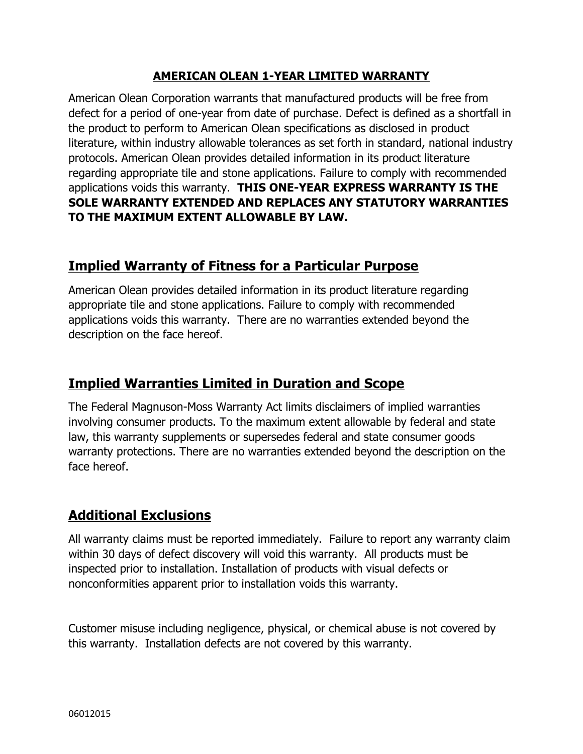# AMERICAN OLEAN 1-YEAR LIMITED WARRANTY

American Olean Corporation warrants that manufactured products will be free from defect for a period of one-year from date of purchase. Defect is defined as a shortfall in the product to perform to American Olean specifications as disclosed in product literature, within industry allowable tolerances as set forth in standard, national industry protocols. American Olean provides detailed information in its product literature regarding appropriate tile and stone applications. Failure to comply with recommended applications voids this warranty. **THIS ONE-YEAR EXPRESS WARRANTY IS THE SOLE WARRANTY EXTENDED AND REPLACES ANY STATUTORY WARRANTIES TO THE MAXIMUM EXTENT ALLOWABLE BY LAW.**

## Implied Warranty of Fitness for a Particular Purpose

American Olean provides detailed information in its product literature regarding appropriate tile and stone applications. Failure to comply with recommended applications voids this warranty. There are no warranties extended beyond the description on the face hereof.

## Implied Warranties Limited in Duration and Scope

The Federal Magnuson-Moss Warranty Act limits disclaimers of implied warranties involving consumer products. To the maximum extent allowable by federal and state law, this warranty supplements or supersedes federal and state consumer goods warranty protections. There are no warranties extended beyond the description on the face hereof.

## Additional Exclusions

All warranty claims must be reported immediately. Failure to report any warranty claim within 30 days of defect discovery will void this warranty. All products must be inspected prior to installation. Installation of products with visual defects or nonconformities apparent prior to installation voids this warranty.

Customer misuse including negligence, physical, or chemical abuse is not covered by this warranty. Installation defects are not covered by this warranty.

06012015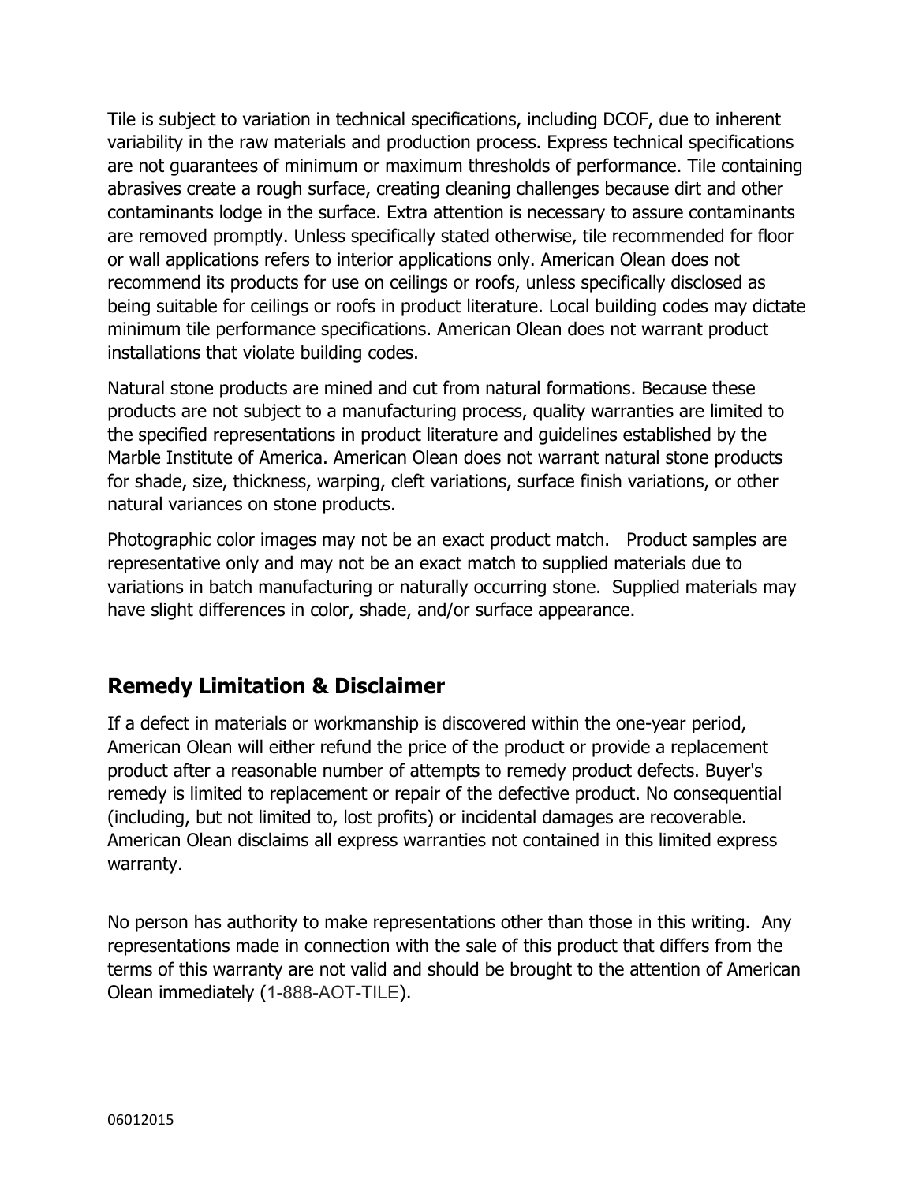Tile is subject to variation in technical specifications, including DCOF, due to inherent variability in the raw materials and production process. Express technical specifications are not guarantees of minimum or maximum thresholds of performance. Tile containing abrasives create a rough surface, creating cleaning challenges because dirt and other contaminants lodge in the surface. Extra attention is necessary to assure contaminants are removed promptly. Unless specifically stated otherwise, tile recommended for floor or wall applications refers to interior applications only. American Olean does not recommend its products for use on ceilings or roofs, unless specifically disclosed as being suitable for ceilings or roofs in product literature. Local building codes may dictate minimum tile performance specifications. American Olean does not warrant product installations that violate building codes.

Natural stone products are mined and cut from natural formations. Because these products are not subject to a manufacturing process, quality warranties are limited to the specified representations in product literature and guidelines established by the Marble Institute of America. American Olean does not warrant natural stone products for shade, size, thickness, warping, cleft variations, surface finish variations, or other natural variances on stone products.

Photographic color images may not be an exact product match. Product samples are representative only and may not be an exact match to supplied materials due to variations in batch manufacturing or naturally occurring stone. Supplied materials may have slight differences in color, shade, and/or surface appearance.

## Remedy Limitation & Disclaimer

If a defect in materials or workmanship is discovered within the one-year period, American Olean will either refund the price of the product or provide a replacement product after a reasonable number of attempts to remedy product defects. Buyer's remedy is limited to replacement or repair of the defective product. No consequential (including, but not limited to, lost profits) or incidental damages are recoverable. American Olean disclaims all express warranties not contained in this limited express warranty.

No person has authority to make representations other than those in this writing. Any representations made in connection with the sale of this product that differs from the terms of this warranty are not valid and should be brought to the attention of American Olean immediately (1-888-AOT-TILE).

06012015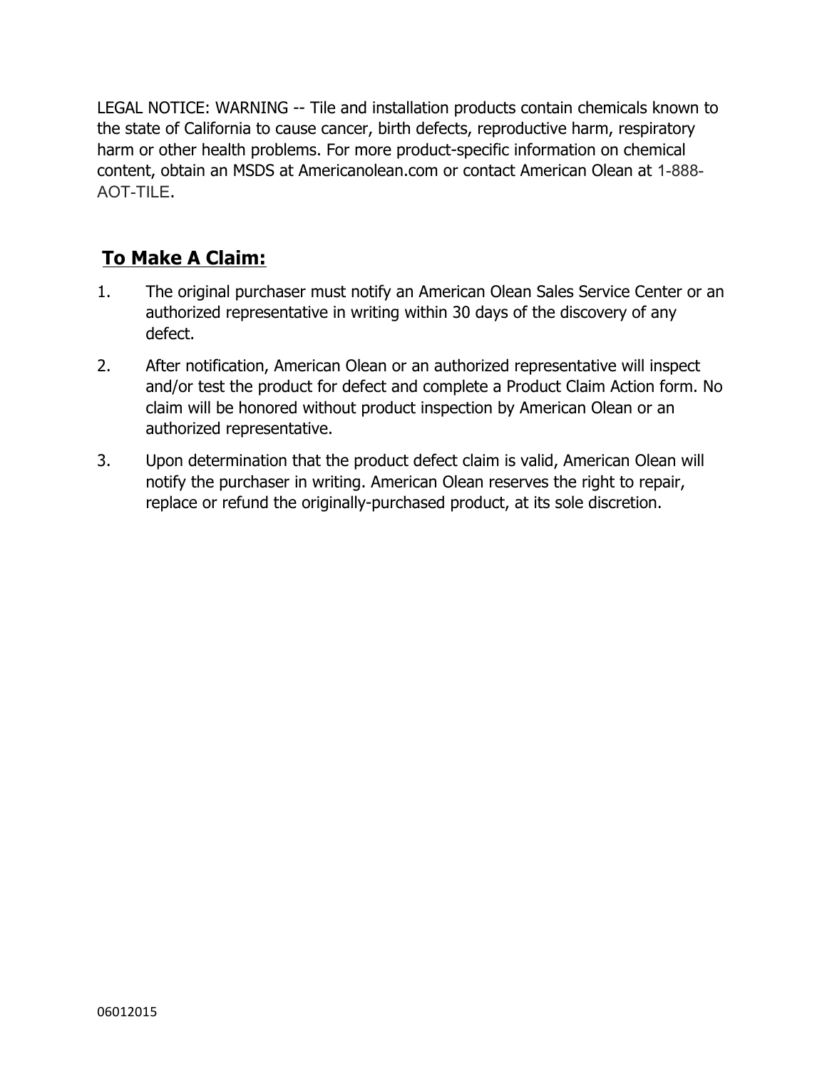LEGAL NOTICE: WARNING -- Tile and installation products contain chemicals known to the state of California to cause cancer, birth defects, reproductive harm, respiratory harm or other health problems. For more product-specific information on chemical content, obtain an MSDS at Americanolean.com or contact American Olean at 1-888-AOT-TILE.

## To Make A Claim:

1. The original purchaser must notify an American Olean Sales Service Center or an authorized representative in writing within 30 days of the discovery of any defect.
2. After notification, American Olean or an authorized representative will inspect and/or test the product for defect and complete a Product Claim Action form. No claim will be honored without product inspection by American Olean or an authorized representative.
3. Upon determination that the product defect claim is valid, American Olean will notify the purchaser in writing. American Olean reserves the right to repair, replace or refund the originally-purchased product, at its sole discretion.

06012015